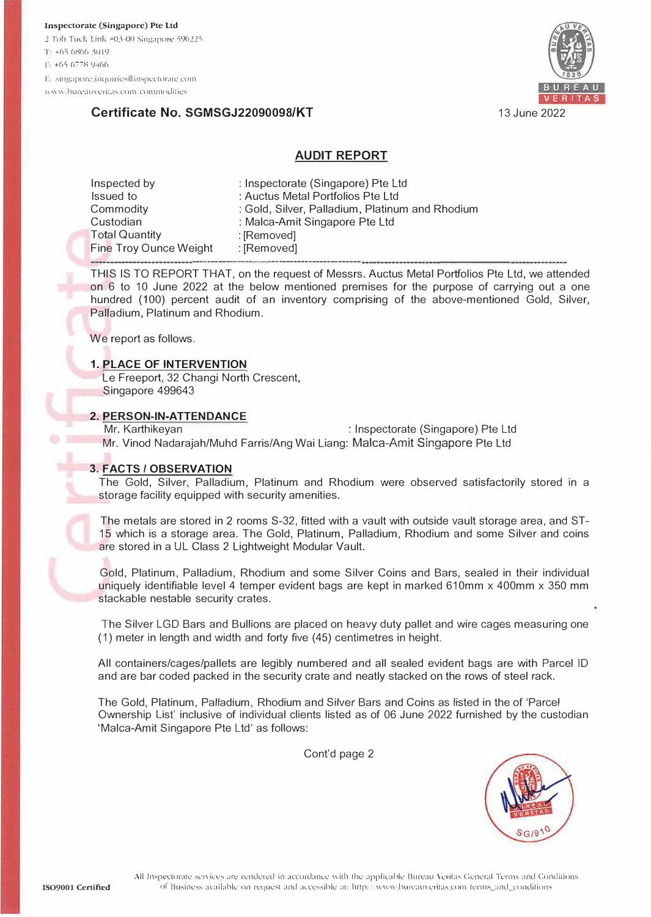**Inspectorate (Singapore) Pte Ltd**
2 Toh Tuck Link #03-00 Singapore 596225
T: +65 6866 3019
F: +65 6778 9466
E: singapore.inquiries@inspectorate.com
www.bureauveritas.com/commodities

**Certificate No. SGMSGJ22090098/KT**

13 June 2022

## AUDIT REPORT

| | |
|---|---|
| Inspected by | : Inspectorate (Singapore) Pte Ltd |
| Issued to | : Auctus Metal Portfolios Pte Ltd |
| Commodity | : Gold, Silver, Palladium, Platinum and Rhodium |
| Custodian | : Malca-Amit Singapore Pte Ltd |
| Total Quantity | : [Removed] |
| Fine Troy Ounce Weight | : [Removed] |

THIS IS TO REPORT THAT, on the request of Messrs. Auctus Metal Portfolios Pte Ltd, we attended on 6 to 10 June 2022 at the below mentioned premises for the purpose of carrying out a one hundred (100) percent audit of an inventory comprising of the above-mentioned Gold, Silver, Palladium, Platinum and Rhodium.

We report as follows.

### 1. PLACE OF INTERVENTION

Le Freeport, 32 Changi North Crescent,
Singapore 499643

### 2. PERSON-IN-ATTENDANCE

Mr. Karthikeyan : Inspectorate (Singapore) Pte Ltd
Mr. Vinod Nadarajah/Muhd Farris/Ang Wai Liang: Malca-Amit Singapore Pte Ltd

### 3. FACTS / OBSERVATION

The Gold, Silver, Palladium, Platinum and Rhodium were observed satisfactorily stored in a storage facility equipped with security amenities.

The metals are stored in 2 rooms S-32, fitted with a vault with outside vault storage area, and ST-15 which is a storage area. The Gold, Platinum, Palladium, Rhodium and some Silver and coins are stored in a UL Class 2 Lightweight Modular Vault.

Gold, Platinum, Palladium, Rhodium and some Silver Coins and Bars, sealed in their individual uniquely identifiable level 4 temper evident bags are kept in marked 610mm x 400mm x 350 mm stackable nestable security crates.

The Silver LGD Bars and Bullions are placed on heavy duty pallet and wire cages measuring one (1) meter in length and width and forty five (45) centimetres in height.

All containers/cages/pallets are legibly numbered and all sealed evident bags are with Parcel ID and are bar coded packed in the security crate and neatly stacked on the rows of steel rack.

The Gold, Platinum, Palladium, Rhodium and Silver Bars and Coins as listed in the of 'Parcel Ownership List' inclusive of individual clients listed as of 06 June 2022 furnished by the custodian 'Malca-Amit Singapore Pte Ltd' as follows:

Cont'd page 2

SG/910

All Inspectorate services are rendered in accordance with the applicable Bureau Veritas General Terms and Conditions of Business available on request and accessible at: http://www.bureauveritas.com/terms_and_conditions

ISO9001 Certified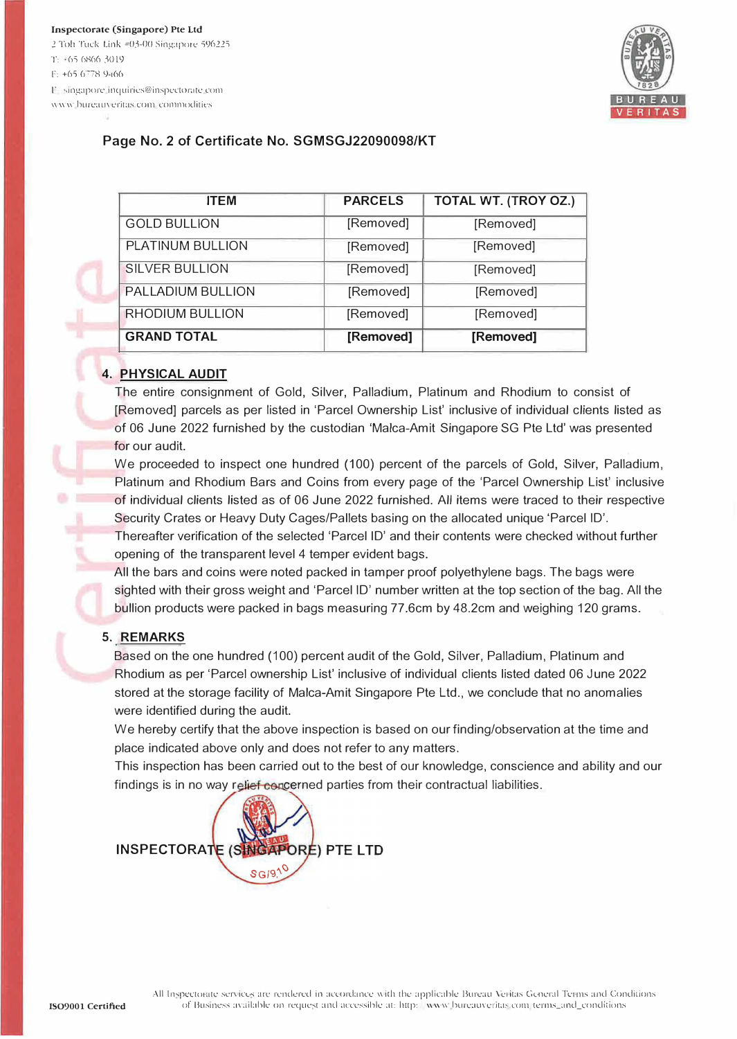Inspectorate (Singapore) Pte Ltd
2 Toh Tuck Link #03-00 Singapore 596225
T: +65 6866 3019
F: +65 6778 9466
E: singapore.inquiries@inspectorate.com
www.bureauveritas.com/commodities

Page No. 2 of Certificate No. SGMSGJ22090098/KT

| ITEM | PARCELS | TOTAL WT. (TROY OZ.) |
|---|---|---|
| GOLD BULLION | [Removed] | [Removed] |
| PLATINUM BULLION | [Removed] | [Removed] |
| SILVER BULLION | [Removed] | [Removed] |
| PALLADIUM BULLION | [Removed] | [Removed] |
| RHODIUM BULLION | [Removed] | [Removed] |
| **GRAND TOTAL** | **[Removed]** | **[Removed]** |

## 4. PHYSICAL AUDIT

The entire consignment of Gold, Silver, Palladium, Platinum and Rhodium to consist of [Removed] parcels as per listed in 'Parcel Ownership List' inclusive of individual clients listed as of 06 June 2022 furnished by the custodian 'Malca-Amit Singapore SG Pte Ltd' was presented for our audit.

We proceeded to inspect one hundred (100) percent of the parcels of Gold, Silver, Palladium, Platinum and Rhodium Bars and Coins from every page of the 'Parcel Ownership List' inclusive of individual clients listed as of 06 June 2022 furnished. All items were traced to their respective Security Crates or Heavy Duty Cages/Pallets basing on the allocated unique 'Parcel ID'.

Thereafter verification of the selected 'Parcel ID' and their contents were checked without further opening of the transparent level 4 temper evident bags.

All the bars and coins were noted packed in tamper proof polyethylene bags. The bags were sighted with their gross weight and 'Parcel ID' number written at the top section of the bag. All the bullion products were packed in bags measuring 77.6cm by 48.2cm and weighing 120 grams.

## 5. REMARKS

Based on the one hundred (100) percent audit of the Gold, Silver, Palladium, Platinum and Rhodium as per 'Parcel ownership List' inclusive of individual clients listed dated 06 June 2022 stored at the storage facility of Malca-Amit Singapore Pte Ltd., we conclude that no anomalies were identified during the audit.

We hereby certify that the above inspection is based on our finding/observation at the time and place indicated above only and does not refer to any matters.

This inspection has been carried out to the best of our knowledge, conscience and ability and our findings is in no way relief concerned parties from their contractual liabilities.

INSPECTORATE (SINGAPORE) PTE LTD

SG/910

ISO9001 Certified

All Inspectorate services are rendered in accordance with the applicable Bureau Veritas General Terms and Conditions of Business available on request and accessible at: http://www.bureauveritas.com/terms_and_conditions